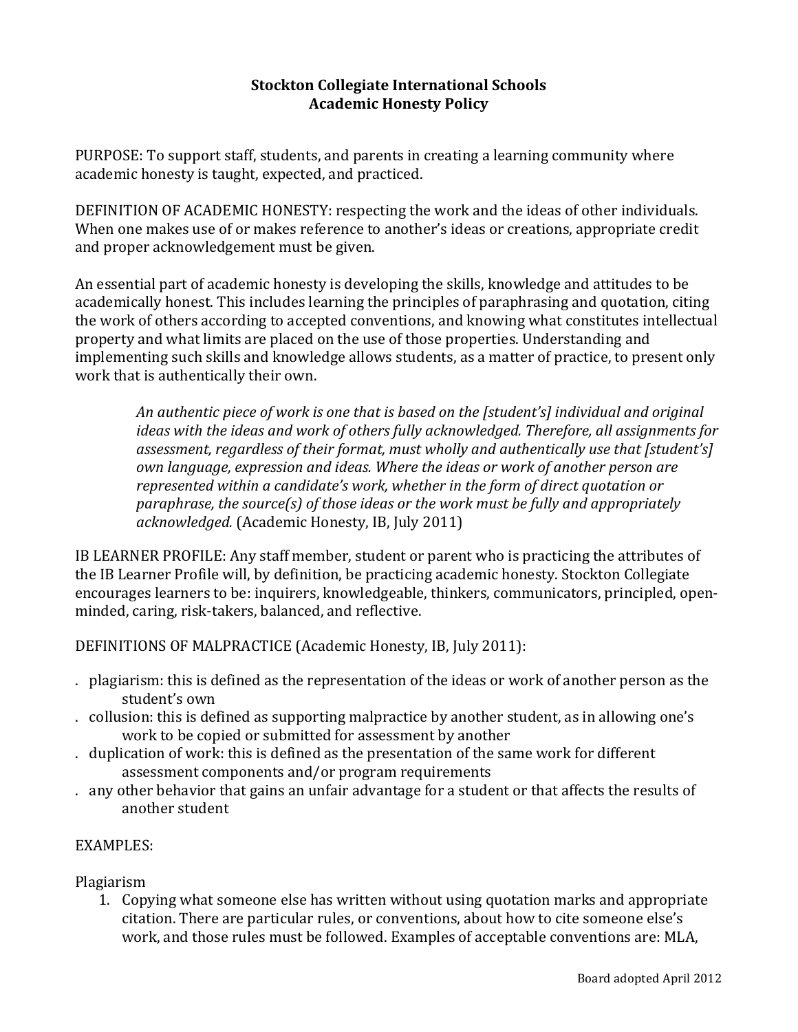# Stockton Collegiate International Schools
## Academic Honesty Policy

PURPOSE: To support staff, students, and parents in creating a learning community where academic honesty is taught, expected, and practiced.

DEFINITION OF ACADEMIC HONESTY: respecting the work and the ideas of other individuals. When one makes use of or makes reference to another's ideas or creations, appropriate credit and proper acknowledgement must be given.

An essential part of academic honesty is developing the skills, knowledge and attitudes to be academically honest. This includes learning the principles of paraphrasing and quotation, citing the work of others according to accepted conventions, and knowing what constitutes intellectual property and what limits are placed on the use of those properties. Understanding and implementing such skills and knowledge allows students, as a matter of practice, to present only work that is authentically their own.

> *An authentic piece of work is one that is based on the [student's] individual and original ideas with the ideas and work of others fully acknowledged. Therefore, all assignments for assessment, regardless of their format, must wholly and authentically use that [student's] own language, expression and ideas. Where the ideas or work of another person are represented within a candidate's work, whether in the form of direct quotation or paraphrase, the source(s) of those ideas or the work must be fully and appropriately acknowledged.* (Academic Honesty, IB, July 2011)

IB LEARNER PROFILE: Any staff member, student or parent who is practicing the attributes of the IB Learner Profile will, by definition, be practicing academic honesty. Stockton Collegiate encourages learners to be: inquirers, knowledgeable, thinkers, communicators, principled, open-minded, caring, risk-takers, balanced, and reflective.

DEFINITIONS OF MALPRACTICE (Academic Honesty, IB, July 2011):

- plagiarism: this is defined as the representation of the ideas or work of another person as the student's own
- collusion: this is defined as supporting malpractice by another student, as in allowing one's work to be copied or submitted for assessment by another
- duplication of work: this is defined as the presentation of the same work for different assessment components and/or program requirements
- any other behavior that gains an unfair advantage for a student or that affects the results of another student

EXAMPLES:

Plagiarism

1. Copying what someone else has written without using quotation marks and appropriate citation. There are particular rules, or conventions, about how to cite someone else's work, and those rules must be followed. Examples of acceptable conventions are: MLA,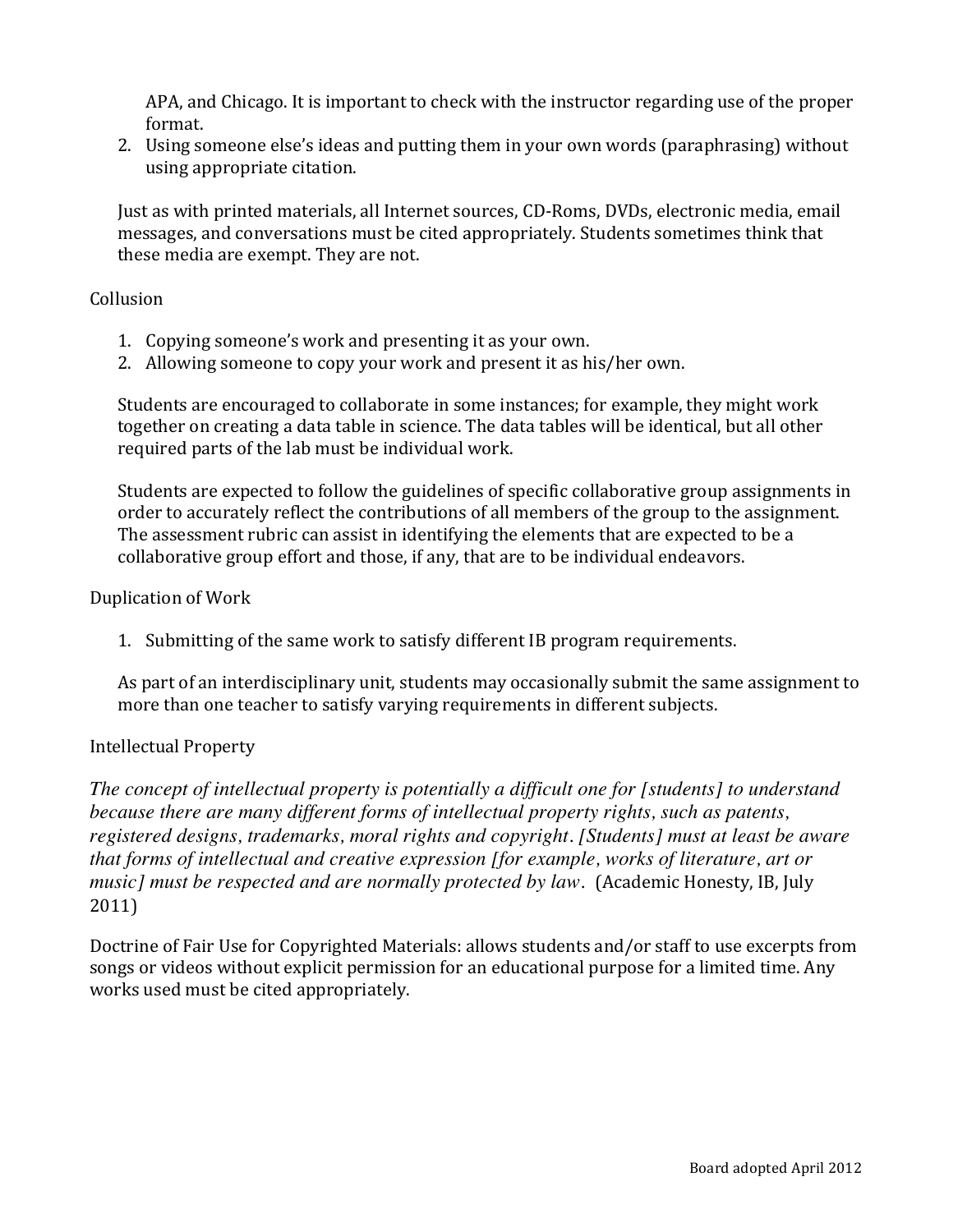APA, and Chicago. It is important to check with the instructor regarding use of the proper format.

2. Using someone else's ideas and putting them in your own words (paraphrasing) without using appropriate citation.

Just as with printed materials, all Internet sources, CD-Roms, DVDs, electronic media, email messages, and conversations must be cited appropriately. Students sometimes think that these media are exempt. They are not.

## Collusion

1. Copying someone's work and presenting it as your own.
2. Allowing someone to copy your work and present it as his/her own.

Students are encouraged to collaborate in some instances; for example, they might work together on creating a data table in science. The data tables will be identical, but all other required parts of the lab must be individual work.

Students are expected to follow the guidelines of specific collaborative group assignments in order to accurately reflect the contributions of all members of the group to the assignment. The assessment rubric can assist in identifying the elements that are expected to be a collaborative group effort and those, if any, that are to be individual endeavors.

## Duplication of Work

1. Submitting of the same work to satisfy different IB program requirements.

As part of an interdisciplinary unit, students may occasionally submit the same assignment to more than one teacher to satisfy varying requirements in different subjects.

## Intellectual Property

*The concept of intellectual property is potentially a difficult one for [students] to understand because there are many different forms of intellectual property rights, such as patents, registered designs, trademarks, moral rights and copyright. [Students] must at least be aware that forms of intellectual and creative expression [for example, works of literature, art or music] must be respected and are normally protected by law.* (Academic Honesty, IB, July 2011)

Doctrine of Fair Use for Copyrighted Materials: allows students and/or staff to use excerpts from songs or videos without explicit permission for an educational purpose for a limited time. Any works used must be cited appropriately.

Board adopted April 2012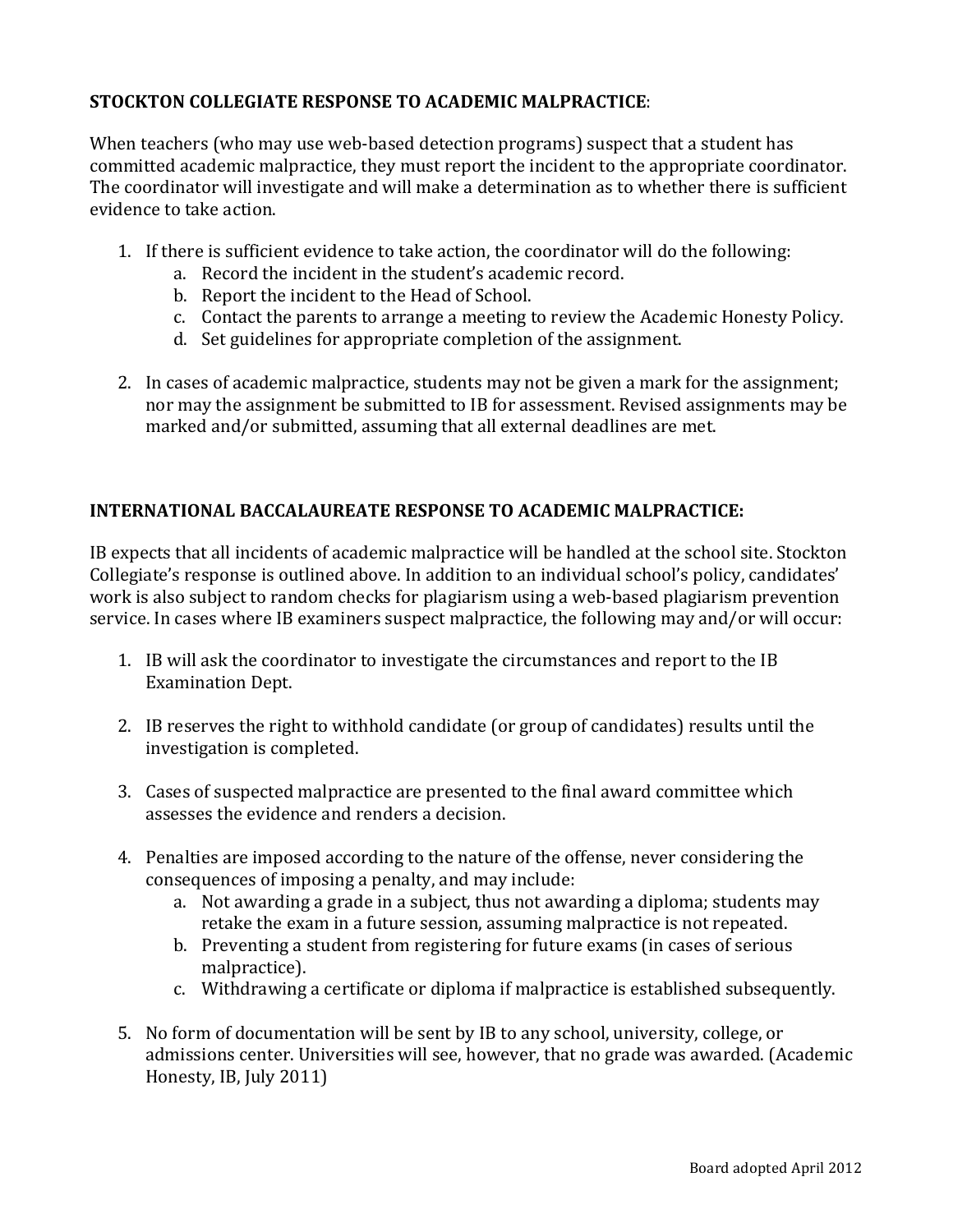**STOCKTON COLLEGIATE RESPONSE TO ACADEMIC MALPRACTICE**:

When teachers (who may use web-based detection programs) suspect that a student has committed academic malpractice, they must report the incident to the appropriate coordinator. The coordinator will investigate and will make a determination as to whether there is sufficient evidence to take action.

1. If there is sufficient evidence to take action, the coordinator will do the following:
   a. Record the incident in the student's academic record.
   b. Report the incident to the Head of School.
   c. Contact the parents to arrange a meeting to review the Academic Honesty Policy.
   d. Set guidelines for appropriate completion of the assignment.

2. In cases of academic malpractice, students may not be given a mark for the assignment; nor may the assignment be submitted to IB for assessment. Revised assignments may be marked and/or submitted, assuming that all external deadlines are met.

**INTERNATIONAL BACCALAUREATE RESPONSE TO ACADEMIC MALPRACTICE:**

IB expects that all incidents of academic malpractice will be handled at the school site. Stockton Collegiate's response is outlined above. In addition to an individual school's policy, candidates' work is also subject to random checks for plagiarism using a web-based plagiarism prevention service. In cases where IB examiners suspect malpractice, the following may and/or will occur:

1. IB will ask the coordinator to investigate the circumstances and report to the IB Examination Dept.

2. IB reserves the right to withhold candidate (or group of candidates) results until the investigation is completed.

3. Cases of suspected malpractice are presented to the final award committee which assesses the evidence and renders a decision.

4. Penalties are imposed according to the nature of the offense, never considering the consequences of imposing a penalty, and may include:
   a. Not awarding a grade in a subject, thus not awarding a diploma; students may retake the exam in a future session, assuming malpractice is not repeated.
   b. Preventing a student from registering for future exams (in cases of serious malpractice).
   c. Withdrawing a certificate or diploma if malpractice is established subsequently.

5. No form of documentation will be sent by IB to any school, university, college, or admissions center. Universities will see, however, that no grade was awarded. (Academic Honesty, IB, July 2011)

Board adopted April 2012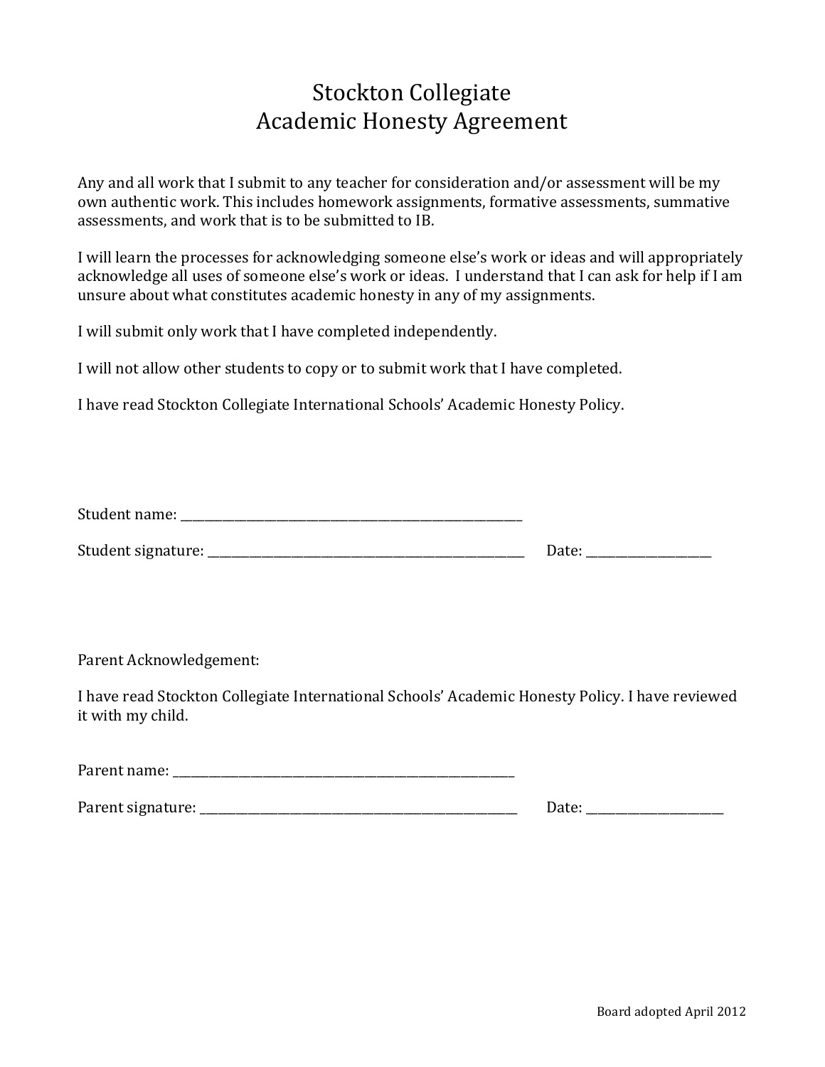# Stockton Collegiate
# Academic Honesty Agreement

Any and all work that I submit to any teacher for consideration and/or assessment will be my own authentic work. This includes homework assignments, formative assessments, summative assessments, and work that is to be submitted to IB.

I will learn the processes for acknowledging someone else's work or ideas and will appropriately acknowledge all uses of someone else's work or ideas. I understand that I can ask for help if I am unsure about what constitutes academic honesty in any of my assignments.

I will submit only work that I have completed independently.

I will not allow other students to copy or to submit work that I have completed.

I have read Stockton Collegiate International Schools' Academic Honesty Policy.

Student name: ___________________________________________

Student signature: ________________________________________ Date: ________________

Parent Acknowledgement:

I have read Stockton Collegiate International Schools' Academic Honesty Policy. I have reviewed it with my child.

Parent name: ___________________________________________

Parent signature: ________________________________________ Date: ________________

Board adopted April 2012